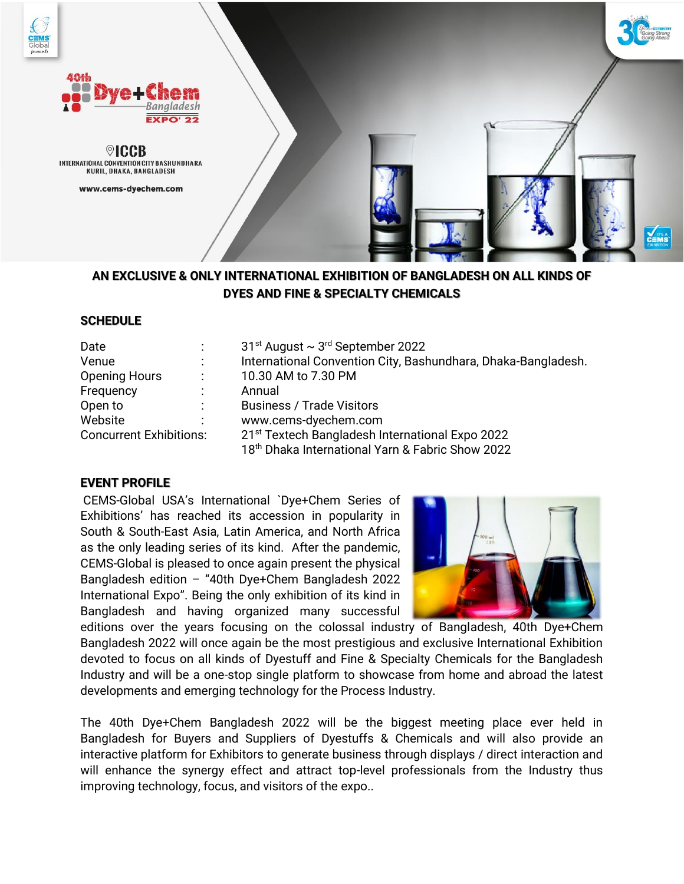40th Dye+Chem Bangladesh EXPO' 22

ICCB
INTERNATIONAL CONVENTION CITY BASHUNDHARA
KURIL, DHAKA, BANGLADESH

www.cems-dyechem.com

## AN EXCLUSIVE & ONLY INTERNATIONAL EXHIBITION OF BANGLADESH ON ALL KINDS OF DYES AND FINE & SPECIALTY CHEMICALS

### SCHEDULE

| | | |
|---|---|---|
| Date | : | 31st August ~ 3rd September 2022 |
| Venue | : | International Convention City, Bashundhara, Dhaka-Bangladesh. |
| Opening Hours | : | 10.30 AM to 7.30 PM |
| Frequency | : | Annual |
| Open to | : | Business / Trade Visitors |
| Website | : | www.cems-dyechem.com |
| Concurrent Exhibitions: | | 21st Textech Bangladesh International Expo 2022<br>18th Dhaka International Yarn & Fabric Show 2022 |

### EVENT PROFILE

CEMS-Global USA's International `Dye+Chem Series of Exhibitions' has reached its accession in popularity in South & South-East Asia, Latin America, and North Africa as the only leading series of its kind. After the pandemic, CEMS-Global is pleased to once again present the physical Bangladesh edition – "40th Dye+Chem Bangladesh 2022 International Expo". Being the only exhibition of its kind in Bangladesh and having organized many successful editions over the years focusing on the colossal industry of Bangladesh, 40th Dye+Chem Bangladesh 2022 will once again be the most prestigious and exclusive International Exhibition devoted to focus on all kinds of Dyestuff and Fine & Specialty Chemicals for the Bangladesh Industry and will be a one-stop single platform to showcase from home and abroad the latest developments and emerging technology for the Process Industry.

The 40th Dye+Chem Bangladesh 2022 will be the biggest meeting place ever held in Bangladesh for Buyers and Suppliers of Dyestuffs & Chemicals and will also provide an interactive platform for Exhibitors to generate business through displays / direct interaction and will enhance the synergy effect and attract top-level professionals from the Industry thus improving technology, focus, and visitors of the expo..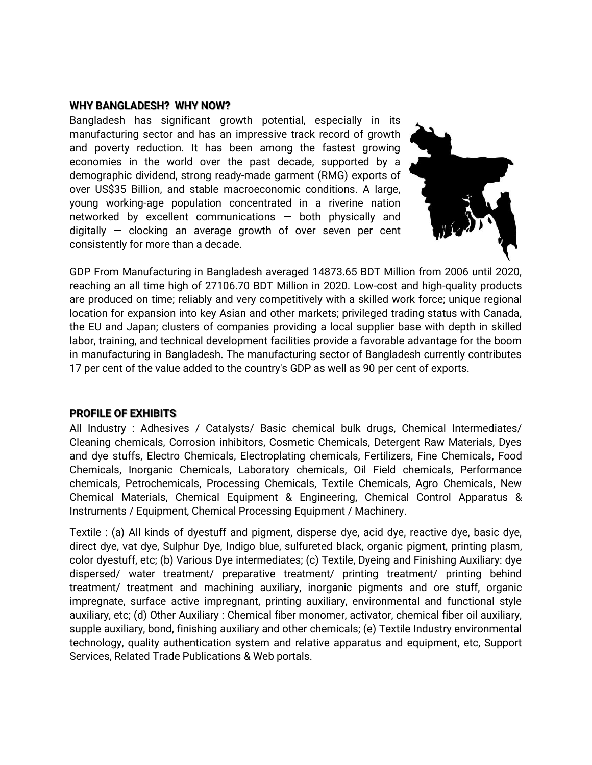## WHY BANGLADESH? WHY NOW?

Bangladesh has significant growth potential, especially in its manufacturing sector and has an impressive track record of growth and poverty reduction. It has been among the fastest growing economies in the world over the past decade, supported by a demographic dividend, strong ready-made garment (RMG) exports of over US$35 Billion, and stable macroeconomic conditions. A large, young working-age population concentrated in a riverine nation networked by excellent communications — both physically and digitally — clocking an average growth of over seven per cent consistently for more than a decade.

GDP From Manufacturing in Bangladesh averaged 14873.65 BDT Million from 2006 until 2020, reaching an all time high of 27106.70 BDT Million in 2020. Low-cost and high-quality products are produced on time; reliably and very competitively with a skilled work force; unique regional location for expansion into key Asian and other markets; privileged trading status with Canada, the EU and Japan; clusters of companies providing a local supplier base with depth in skilled labor, training, and technical development facilities provide a favorable advantage for the boom in manufacturing in Bangladesh. The manufacturing sector of Bangladesh currently contributes 17 per cent of the value added to the country's GDP as well as 90 per cent of exports.

## PROFILE OF EXHIBITS

All Industry : Adhesives / Catalysts/ Basic chemical bulk drugs, Chemical Intermediates/ Cleaning chemicals, Corrosion inhibitors, Cosmetic Chemicals, Detergent Raw Materials, Dyes and dye stuffs, Electro Chemicals, Electroplating chemicals, Fertilizers, Fine Chemicals, Food Chemicals, Inorganic Chemicals, Laboratory chemicals, Oil Field chemicals, Performance chemicals, Petrochemicals, Processing Chemicals, Textile Chemicals, Agro Chemicals, New Chemical Materials, Chemical Equipment & Engineering, Chemical Control Apparatus & Instruments / Equipment, Chemical Processing Equipment / Machinery.

Textile : (a) All kinds of dyestuff and pigment, disperse dye, acid dye, reactive dye, basic dye, direct dye, vat dye, Sulphur Dye, Indigo blue, sulfureted black, organic pigment, printing plasm, color dyestuff, etc; (b) Various Dye intermediates; (c) Textile, Dyeing and Finishing Auxiliary: dye dispersed/ water treatment/ preparative treatment/ printing treatment/ printing behind treatment/ treatment and machining auxiliary, inorganic pigments and ore stuff, organic impregnate, surface active impregnant, printing auxiliary, environmental and functional style auxiliary, etc; (d) Other Auxiliary : Chemical fiber monomer, activator, chemical fiber oil auxiliary, supple auxiliary, bond, finishing auxiliary and other chemicals; (e) Textile Industry environmental technology, quality authentication system and relative apparatus and equipment, etc, Support Services, Related Trade Publications & Web portals.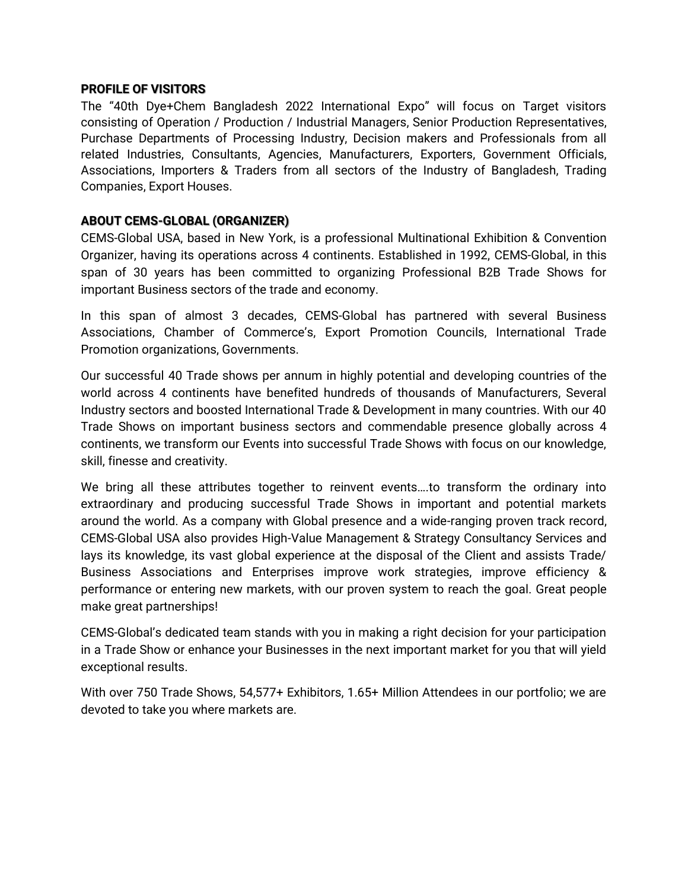**PROFILE OF VISITORS**

The "40th Dye+Chem Bangladesh 2022 International Expo" will focus on Target visitors consisting of Operation / Production / Industrial Managers, Senior Production Representatives, Purchase Departments of Processing Industry, Decision makers and Professionals from all related Industries, Consultants, Agencies, Manufacturers, Exporters, Government Officials, Associations, Importers & Traders from all sectors of the Industry of Bangladesh, Trading Companies, Export Houses.

**ABOUT CEMS-GLOBAL (ORGANIZER)**

CEMS-Global USA, based in New York, is a professional Multinational Exhibition & Convention Organizer, having its operations across 4 continents. Established in 1992, CEMS-Global, in this span of 30 years has been committed to organizing Professional B2B Trade Shows for important Business sectors of the trade and economy.

In this span of almost 3 decades, CEMS-Global has partnered with several Business Associations, Chamber of Commerce's, Export Promotion Councils, International Trade Promotion organizations, Governments.

Our successful 40 Trade shows per annum in highly potential and developing countries of the world across 4 continents have benefited hundreds of thousands of Manufacturers, Several Industry sectors and boosted International Trade & Development in many countries. With our 40 Trade Shows on important business sectors and commendable presence globally across 4 continents, we transform our Events into successful Trade Shows with focus on our knowledge, skill, finesse and creativity.

We bring all these attributes together to reinvent events….to transform the ordinary into extraordinary and producing successful Trade Shows in important and potential markets around the world. As a company with Global presence and a wide-ranging proven track record, CEMS-Global USA also provides High-Value Management & Strategy Consultancy Services and lays its knowledge, its vast global experience at the disposal of the Client and assists Trade/ Business Associations and Enterprises improve work strategies, improve efficiency & performance or entering new markets, with our proven system to reach the goal. Great people make great partnerships!

CEMS-Global's dedicated team stands with you in making a right decision for your participation in a Trade Show or enhance your Businesses in the next important market for you that will yield exceptional results.

With over 750 Trade Shows, 54,577+ Exhibitors, 1.65+ Million Attendees in our portfolio; we are devoted to take you where markets are.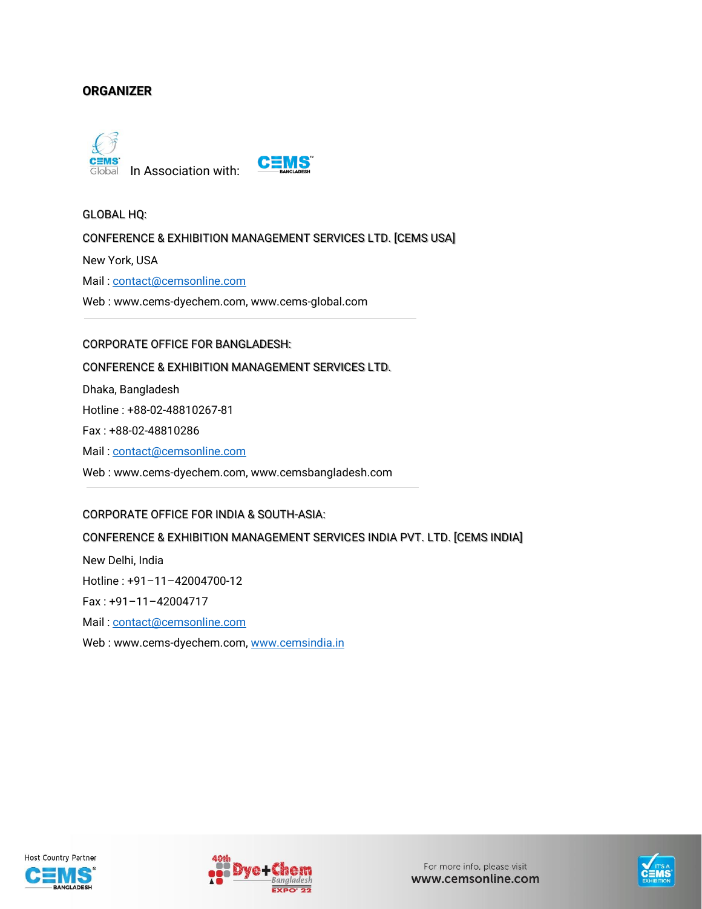## ORGANIZER

In Association with:

GLOBAL HQ:

CONFERENCE & EXHIBITION MANAGEMENT SERVICES LTD. [CEMS USA]

New York, USA

Mail : contact@cemsonline.com

Web : www.cems-dyechem.com, www.cems-global.com

---

CORPORATE OFFICE FOR BANGLADESH:

CONFERENCE & EXHIBITION MANAGEMENT SERVICES LTD.

Dhaka, Bangladesh

Hotline : +88-02-48810267-81

Fax : +88-02-48810286

Mail : contact@cemsonline.com

Web : www.cems-dyechem.com, www.cemsbangladesh.com

---

CORPORATE OFFICE FOR INDIA & SOUTH-ASIA:

CONFERENCE & EXHIBITION MANAGEMENT SERVICES INDIA PVT. LTD. [CEMS INDIA]

New Delhi, India

Hotline : +91–11–42004700-12

Fax : +91–11–42004717

Mail : contact@cemsonline.com

Web : www.cems-dyechem.com, www.cemsindia.in